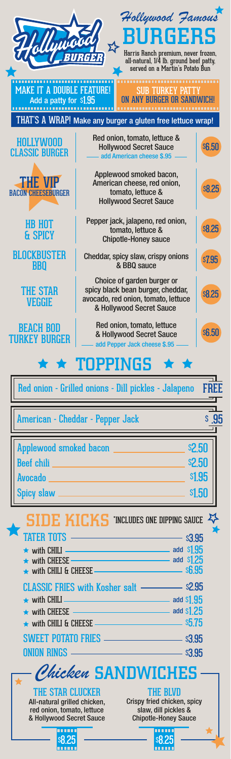# Hollywood Famous BURGERS

Harris Ranch premium, never frozen, all-natural, 1/4 lb. ground beef patty, served on a Martin's Potato Bun

**MAKE IT A DOUBLE FEATURE!** Add a patty for $1.95

**SUB TURKEY PATTY ON ANY BURGER OR SANDWICH!**

**THAT'S A WRAP!** Make any burger a gluten free lettuce wrap!

| Burger | Description | Price |
|---|---|---|
| **HOLLYWOOD CLASSIC BURGER** | Red onion, tomato, lettuce & Hollywood Secret Sauce — add American cheese $.95 | $6.50 |
| **THE VIP BACON CHEESEBURGER** | Applewood smoked bacon, American cheese, red onion, tomato, lettuce & Hollywood Secret Sauce | $8.25 |
| **HB HOT & SPICY** | Pepper jack, jalapeno, red onion, tomato, lettuce & Chipotle-Honey sauce | $8.25 |
| **BLOCKBUSTER BBQ** | Cheddar, spicy slaw, crispy onions & BBQ sauce | $7.95 |
| **THE STAR VEGGIE** | Choice of garden burger or spicy black bean burger, cheddar, avocado, red onion, tomato, lettuce & Hollywood Secret Sauce | $8.25 |
| **BEACH BOD TURKEY BURGER** | Red onion, tomato, lettuce & Hollywood Secret Sauce — add Pepper Jack cheese $.95 | $6.50 |

## TOPPINGS

Red onion - Grilled onions - Dill pickles - Jalapeno — FREE

American - Cheddar - Pepper Jack — $.95

| Topping | Price |
|---|---|
| Applewood smoked bacon | $2.50 |
| Beef chili | $2.50 |
| Avocado | $1.95 |
| Spicy slaw | $1.50 |

## SIDE KICKS

*INCLUDES ONE DIPPING SAUCE

| Item | Price |
|---|---|
| TATER TOTS | $3.95 |
| ★ with CHILI | add $1.95 |
| ★ with CHEESE | add $1.25 |
| ★ with CHILI & CHEESE | $6.95 |
| CLASSIC FRIES with Kosher salt | $2.95 |
| ★ with CHILI | add $1.95 |
| ★ with CHEESE | add $1.25 |
| ★ with CHILI & CHEESE | $5.75 |
| SWEET POTATO FRIES | $3.95 |
| ONION RINGS | $3.95 |

## Chicken SANDWICHES

**THE STAR CLUCKER**
All-natural grilled chicken, red onion, tomato, lettuce & Hollywood Secret Sauce
$8.25

**THE BLVD**
Crispy fried chicken, spicy slaw, dill pickles & Chipotle-Honey Sauce
$8.25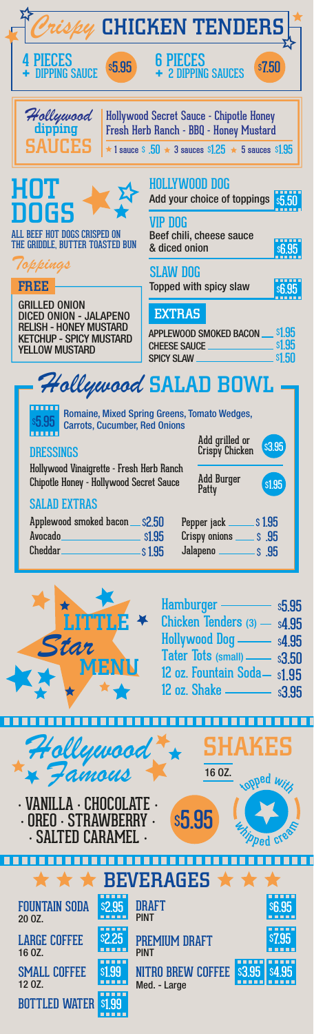# *Crispy* CHICKEN TENDERS

**4 PIECES** + DIPPING SAUCE **$5.95**

**6 PIECES** + 2 DIPPING SAUCES **$7.50**

## *Hollywood* dipping SAUCES

Hollywood Secret Sauce - Chipotle Honey
Fresh Herb Ranch - BBQ - Honey Mustard

★ 1 sauce $ .50 ★ 3 sauces $1.25 ★ 5 sauces $1.95

# HOT DOGS

ALL BEEF HOT DOGS CRISPED ON THE GRIDDLE, BUTTER TOASTED BUN

### *Toppings*

**FREE**

GRILLED ONION
DICED ONION - JALAPENO
RELISH - HONEY MUSTARD
KETCHUP - SPICY MUSTARD
YELLOW MUSTARD

### HOLLYWOOD DOG

Add your choice of toppings **$5.50**

### VIP DOG

Beef chili, cheese sauce & diced onion **$6.95**

### SLAW DOG

Topped with spicy slaw **$6.95**

### EXTRAS

| | |
|---|---|
| APPLEWOOD SMOKED BACON | $1.95 |
| CHEESE SAUCE | $1.95 |
| SPICY SLAW | $1.50 |

# *Hollywood* SALAD BOWL

**$5.95** Romaine, Mixed Spring Greens, Tomato Wedges, Carrots, Cucumber, Red Onions

Add grilled or Crispy Chicken **$3.95**

Add Burger Patty **$1.95**

### DRESSINGS

Hollywood Vinaigrette - Fresh Herb Ranch
Chipotle Honey - Hollywood Secret Sauce

### SALAD EXTRAS

| | | | |
|---|---|---|---|
| Applewood smoked bacon | $2.50 | Pepper jack | $1.95 |
| Avocado | $1.95 | Crispy onions | $ .95 |
| Cheddar | $1.95 | Jalapeno | $ .95 |

# LITTLE *Star* MENU

| | |
|---|---|
| Hamburger | $5.95 |
| Chicken Tenders (3) | $4.95 |
| Hollywood Dog | $4.95 |
| Tater Tots (small) | $3.50 |
| 12 oz. Fountain Soda | $1.95 |
| 12 oz. Shake | $3.95 |

# *Hollywood Famous* SHAKES

16 OZ. topped with whipped cream

· VANILLA · CHOCOLATE ·
· OREO · STRAWBERRY ·
· SALTED CARAMEL ·

**$5.95**

# ★ ★ ★ BEVERAGES ★ ★ ★

| | |
|---|---|
| FOUNTAIN SODA 20 OZ. | $2.95 |
| LARGE COFFEE 16 OZ. | $2.25 |
| SMALL COFFEE 12 OZ. | $1.99 |
| BOTTLED WATER | $1.99 |
| DRAFT PINT | $6.95 |
| PREMIUM DRAFT PINT | $7.95 |
| NITRO BREW COFFEE Med. - Large | $3.95 - $4.95 |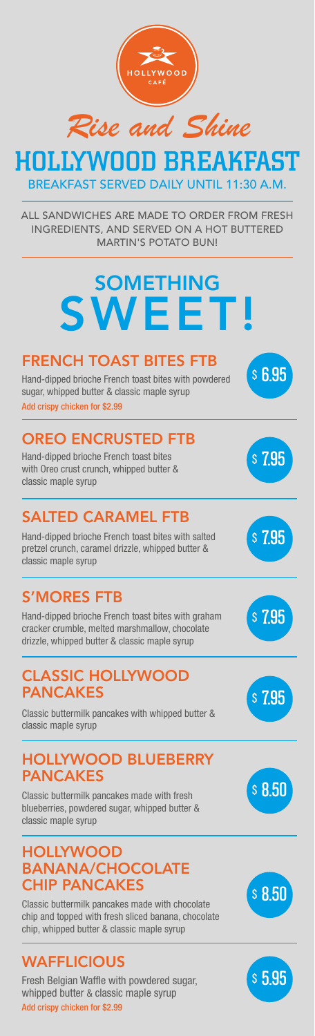HOLLYWOOD CAFÉ

*Rise and Shine*

# HOLLYWOOD BREAKFAST

BREAKFAST SERVED DAILY UNTIL 11:30 A.M.

ALL SANDWICHES ARE MADE TO ORDER FROM FRESH INGREDIENTS, AND SERVED ON A HOT BUTTERED MARTIN'S POTATO BUN!

## SOMETHING SWEET!

### FRENCH TOAST BITES FTB

Hand-dipped brioche French toast bites with powdered sugar, whipped butter & classic maple syrup

Add crispy chicken for $2.99

$ 6.95

### OREO ENCRUSTED FTB

Hand-dipped brioche French toast bites with Oreo crust crunch, whipped butter & classic maple syrup

$ 7.95

### SALTED CARAMEL FTB

Hand-dipped brioche French toast bites with salted pretzel crunch, caramel drizzle, whipped butter & classic maple syrup

$ 7.95

### S'MORES FTB

Hand-dipped brioche French toast bites with graham cracker crumble, melted marshmallow, chocolate drizzle, whipped butter & classic maple syrup

$ 7.95

### CLASSIC HOLLYWOOD PANCAKES

Classic buttermilk pancakes with whipped butter & classic maple syrup

$ 7.95

### HOLLYWOOD BLUEBERRY PANCAKES

Classic buttermilk pancakes made with fresh blueberries, powdered sugar, whipped butter & classic maple syrup

$ 8.50

### HOLLYWOOD BANANA/CHOCOLATE CHIP PANCAKES

Classic buttermilk pancakes made with chocolate chip and topped with fresh sliced banana, chocolate chip, whipped butter & classic maple syrup

$ 8.50

### WAFFLICIOUS

Fresh Belgian Waffle with powdered sugar, whipped butter & classic maple syrup

Add crispy chicken for $2.99

$ 5.95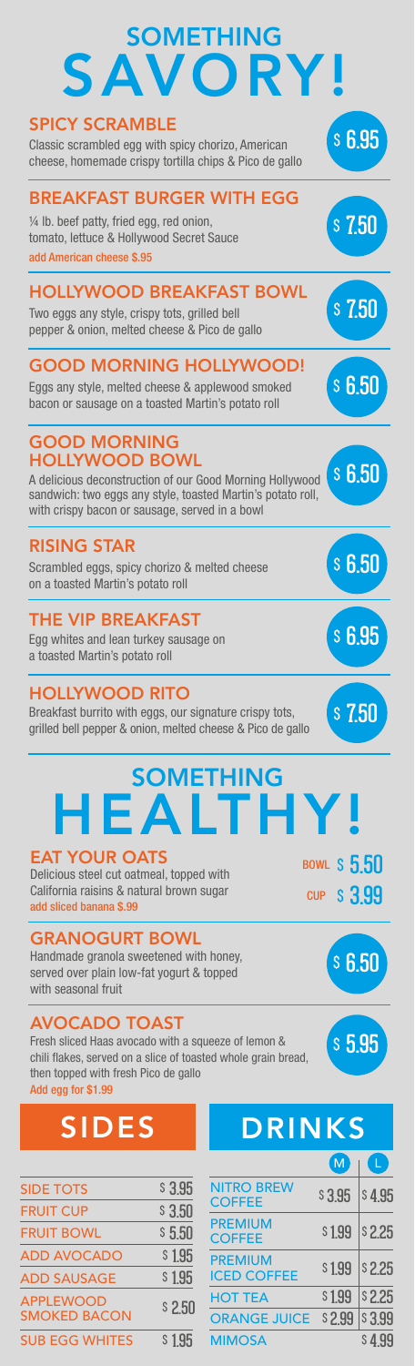# SOMETHING SAVORY!

### SPICY SCRAMBLE

Classic scrambled egg with spicy chorizo, American cheese, homemade crispy tortilla chips & Pico de gallo

$ 6.95

### BREAKFAST BURGER WITH EGG

¼ lb. beef patty, fried egg, red onion, tomato, lettuce & Hollywood Secret Sauce

add American cheese $.95

$ 7.50

### HOLLYWOOD BREAKFAST BOWL

Two eggs any style, crispy tots, grilled bell pepper & onion, melted cheese & Pico de gallo

$ 7.50

### GOOD MORNING HOLLYWOOD!

Eggs any style, melted cheese & applewood smoked bacon or sausage on a toasted Martin's potato roll

$ 6.50

### GOOD MORNING HOLLYWOOD BOWL

A delicious deconstruction of our Good Morning Hollywood sandwich: two eggs any style, toasted Martin's potato roll, with crispy bacon or sausage, served in a bowl

$ 6.50

### RISING STAR

Scrambled eggs, spicy chorizo & melted cheese on a toasted Martin's potato roll

$ 6.50

### THE VIP BREAKFAST

Egg whites and lean turkey sausage on a toasted Martin's potato roll

$ 6.95

### HOLLYWOOD RITO

Breakfast burrito with eggs, our signature crispy tots, grilled bell pepper & onion, melted cheese & Pico de gallo

$ 7.50

# SOMETHING HEALTHY!

### EAT YOUR OATS

Delicious steel cut oatmeal, topped with California raisins & natural brown sugar

add sliced banana $.99

BOWL $ 5.50

CUP $ 3.99

### GRANOGURT BOWL

Handmade granola sweetened with honey, served over plain low-fat yogurt & topped with seasonal fruit

$ 6.50

### AVOCADO TOAST

Fresh sliced Haas avocado with a squeeze of lemon & chili flakes, served on a slice of toasted whole grain bread, then topped with fresh Pico de gallo

Add egg for $1.99

$ 5.95

## SIDES

| | |
|---|---|
| SIDE TOTS | $ 3.95 |
| FRUIT CUP | $ 3.50 |
| FRUIT BOWL | $ 5.50 |
| ADD AVOCADO | $ 1.95 |
| ADD SAUSAGE | $ 1.95 |
| APPLEWOOD SMOKED BACON | $ 2.50 |
| SUB EGG WHITES | $ 1.95 |

## DRINKS

| | M | L |
|---|---|---|
| NITRO BREW COFFEE | $ 3.95 | $ 4.95 |
| PREMIUM COFFEE | $ 1.99 | $ 2.25 |
| PREMIUM ICED COFFEE | $ 1.99 | $ 2.25 |
| HOT TEA | $ 1.99 | $ 2.25 |
| ORANGE JUICE | $ 2.99 | $ 3.99 |
| MIMOSA | | $ 4.99 |